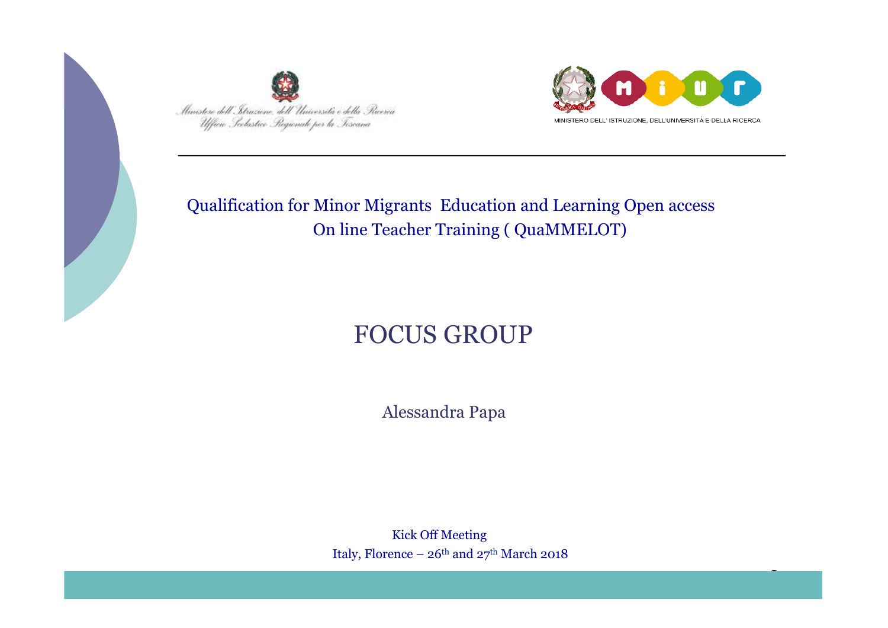Ministero dell'Istruzione, dell'Università e della Ricerca
Ufficio Scolastico Regionale per la Toscana

MINISTERO DELL' ISTRUZIONE, DELL'UNIVERSITÀ E DELLA RICERCA

Qualification for Minor Migrants Education and Learning Open access On line Teacher Training ( QuaMMELOT)

# FOCUS GROUP

Alessandra Papa

Kick Off Meeting
Italy, Florence – 26th and 27th March 2018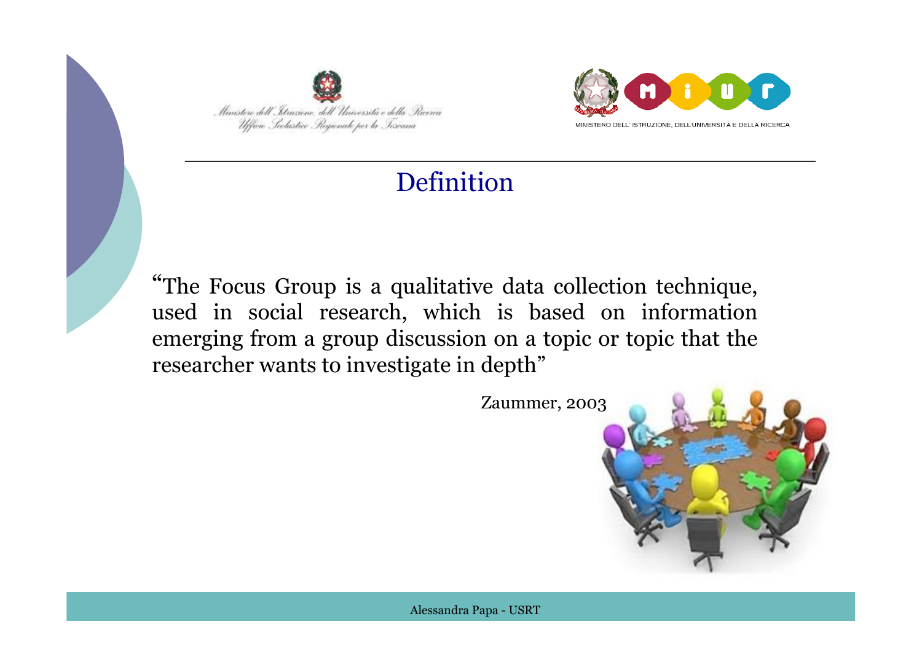# Definition

"The Focus Group is a qualitative data collection technique, used in social research, which is based on information emerging from a group discussion on a topic or topic that the researcher wants to investigate in depth"

Zaummer, 2003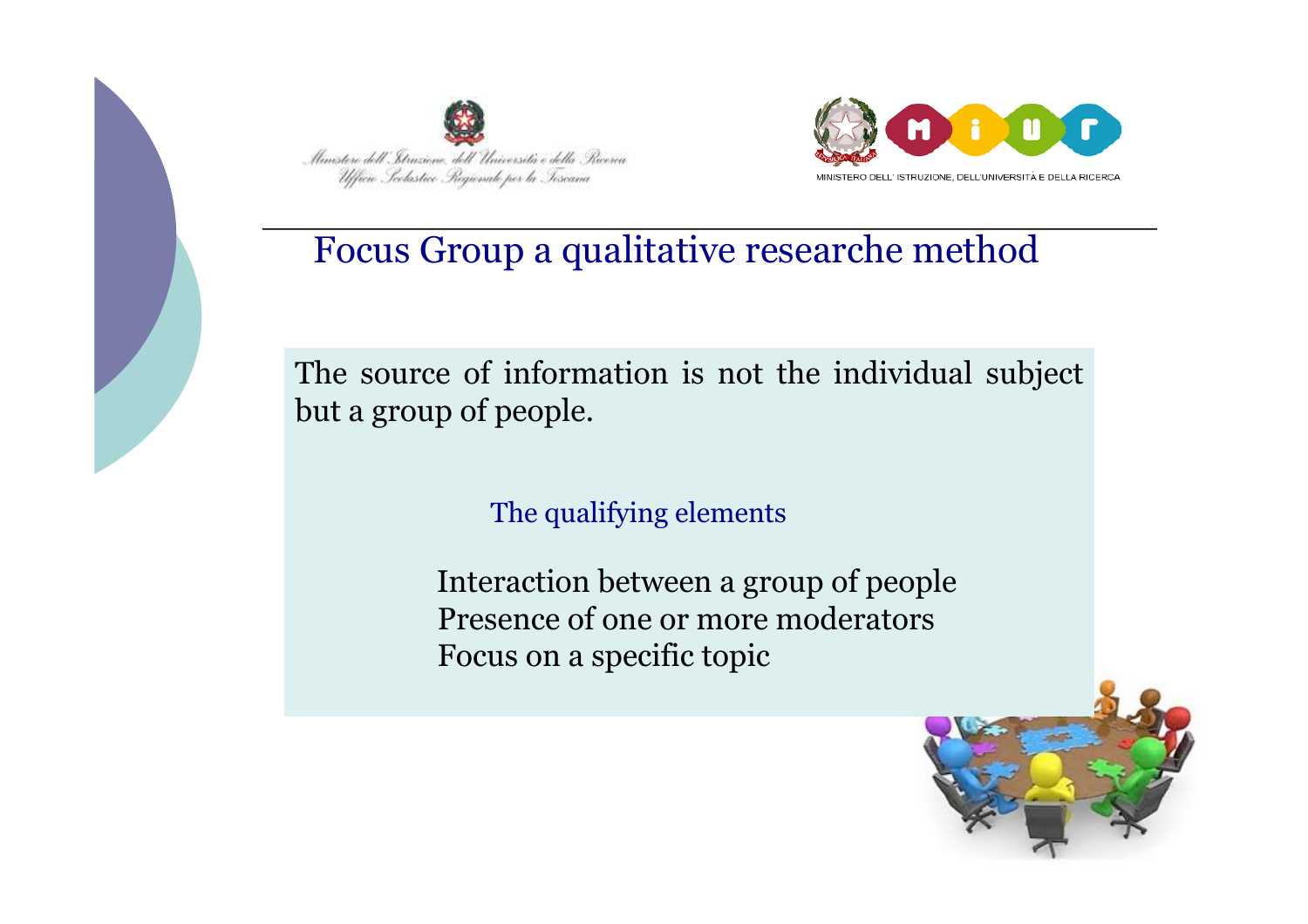# Focus Group a qualitative researche method

The source of information is not the individual subject but a group of people.

## The qualifying elements

- Interaction between a group of people
- Presence of one or more moderators
- Focus on a specific topic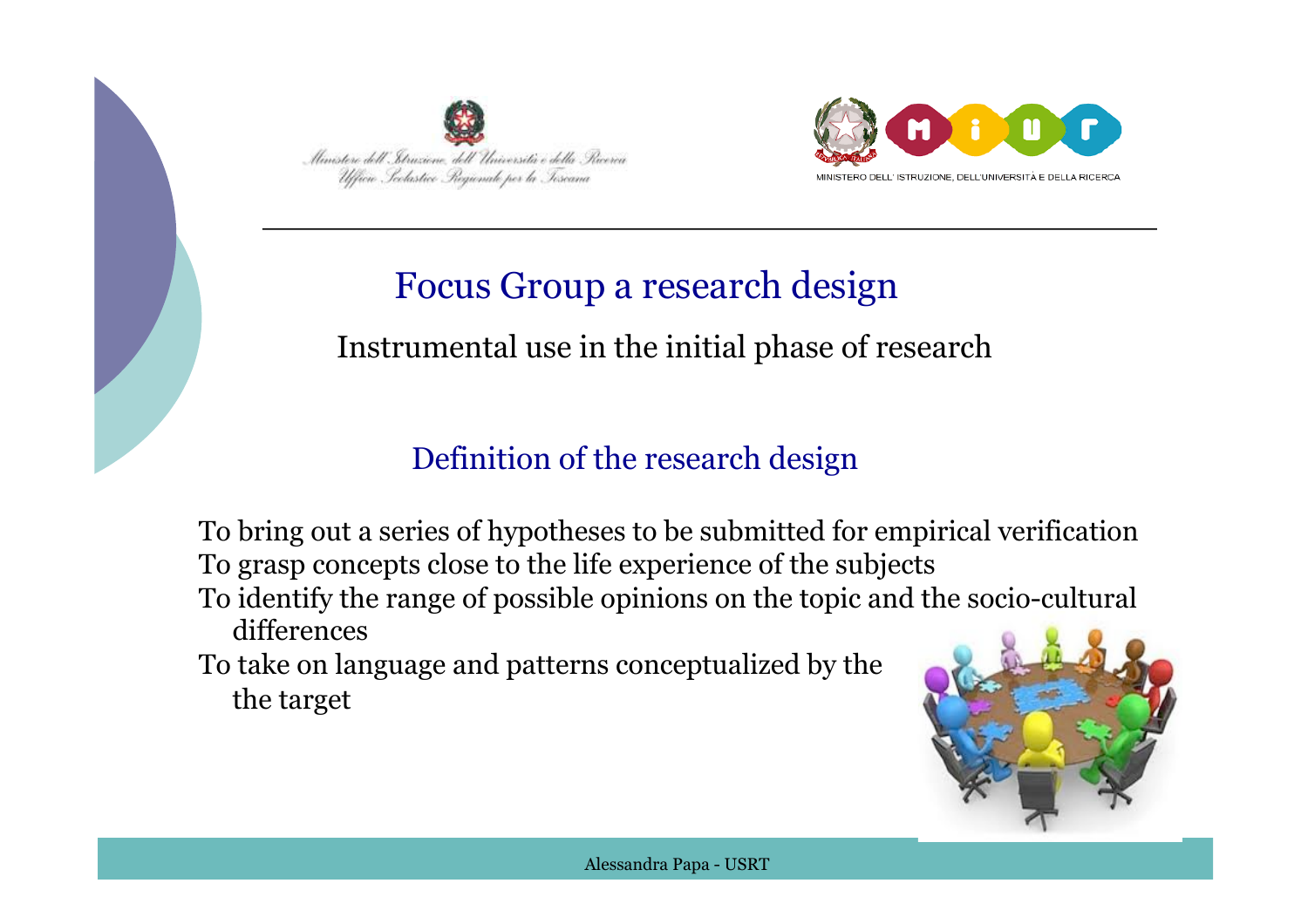# Focus Group a research design

Instrumental use in the initial phase of research

## Definition of the research design

To bring out a series of hypotheses to be submitted for empirical verification
To grasp concepts close to the life experience of the subjects
To identify the range of possible opinions on the topic and the socio-cultural differences
To take on language and patterns conceptualized by the the target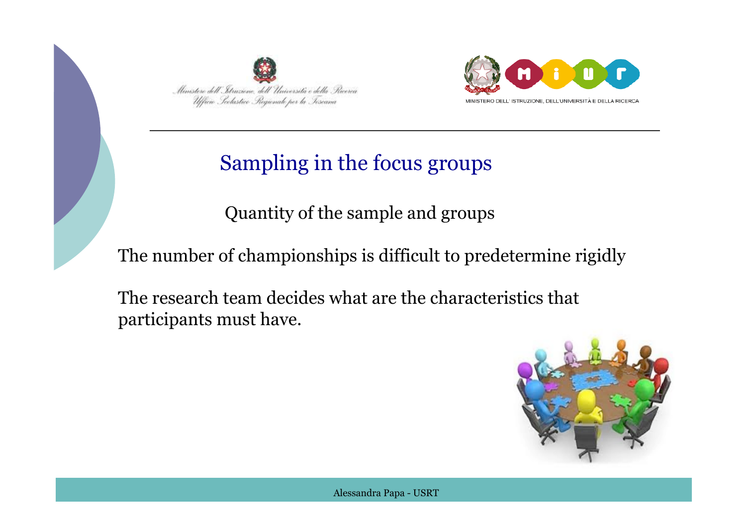## Sampling in the focus groups

### Quantity of the sample and groups

The number of championships is difficult to predetermine rigidly

The research team decides what are the characteristics that participants must have.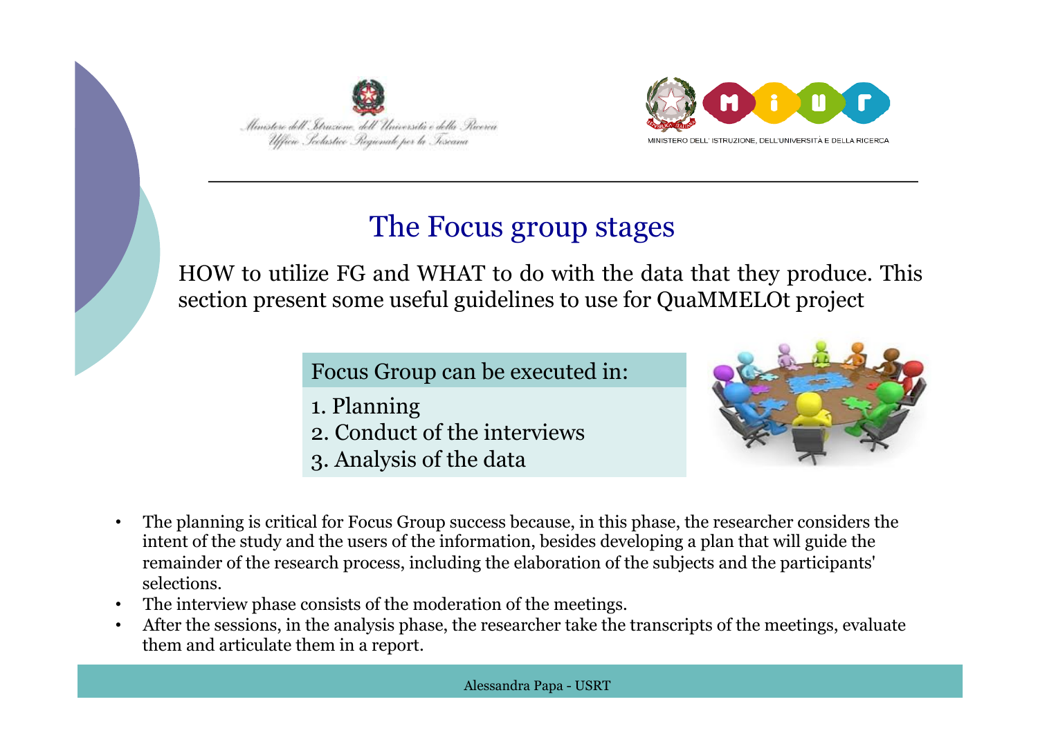# The Focus group stages

HOW to utilize FG and WHAT to do with the data that they produce. This section present some useful guidelines to use for QuaMMELOt project

Focus Group can be executed in:

1. Planning
2. Conduct of the interviews
3. Analysis of the data

- The planning is critical for Focus Group success because, in this phase, the researcher considers the intent of the study and the users of the information, besides developing a plan that will guide the remainder of the research process, including the elaboration of the subjects and the participants' selections.
- The interview phase consists of the moderation of the meetings.
- After the sessions, in the analysis phase, the researcher take the transcripts of the meetings, evaluate them and articulate them in a report.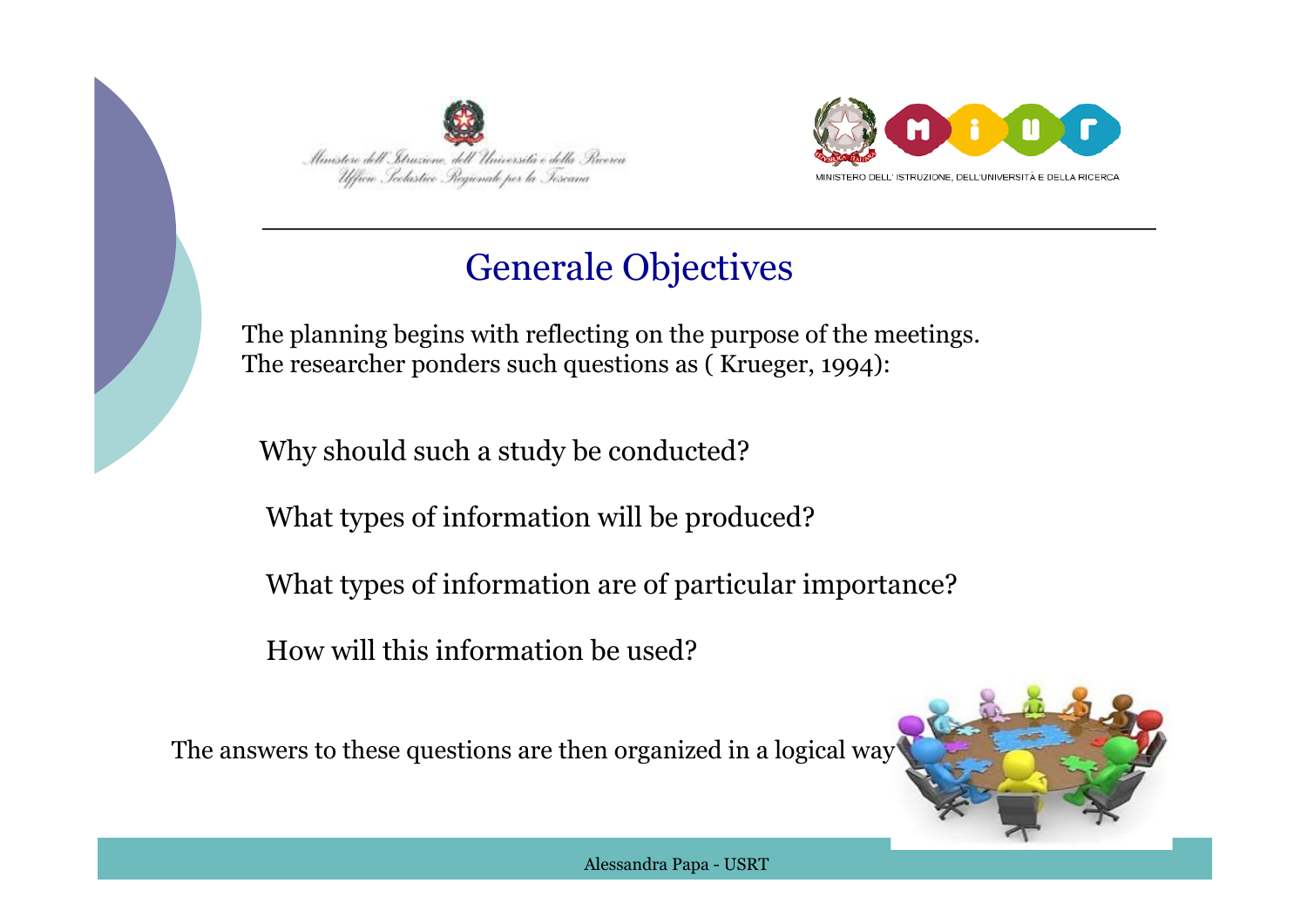# Generale Objectives

The planning begins with reflecting on the purpose of the meetings. The researcher ponders such questions as ( Krueger, 1994):

Why should such a study be conducted?

What types of information will be produced?

What types of information are of particular importance?

How will this information be used?

The answers to these questions are then organized in a logical way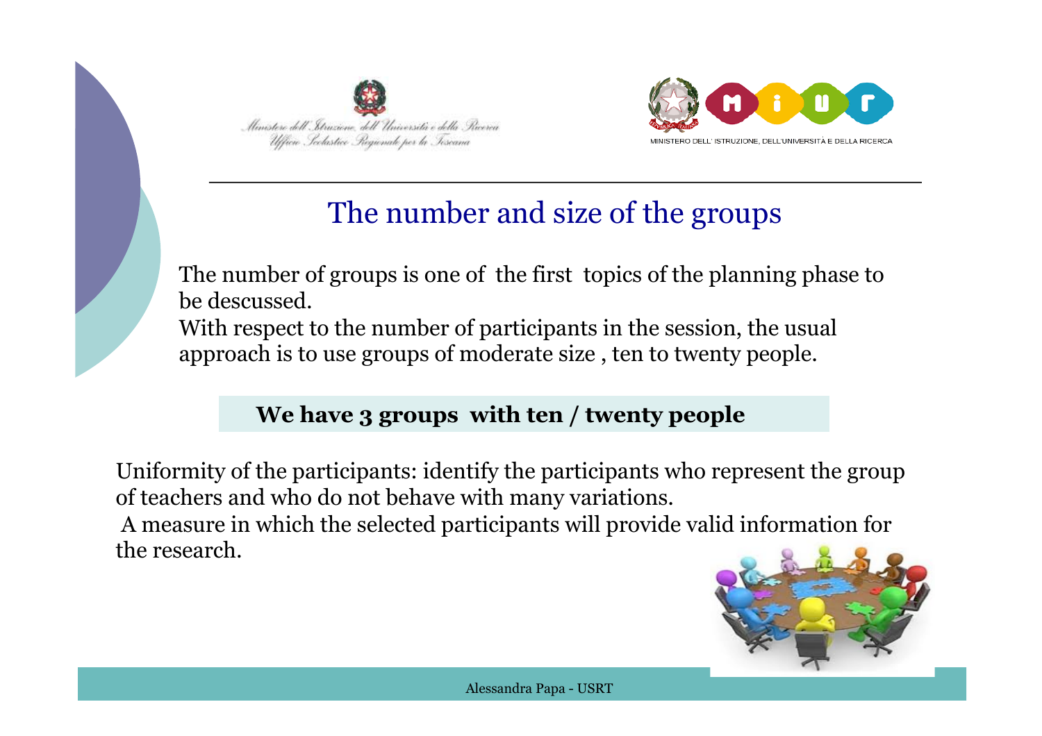## The number and size of the groups

The number of groups is one of the first topics of the planning phase to be descussed.
With respect to the number of participants in the session, the usual approach is to use groups of moderate size , ten to twenty people.

**We have 3 groups with ten / twenty people**

Uniformity of the participants: identify the participants who represent the group of teachers and who do not behave with many variations.
A measure in which the selected participants will provide valid information for the research.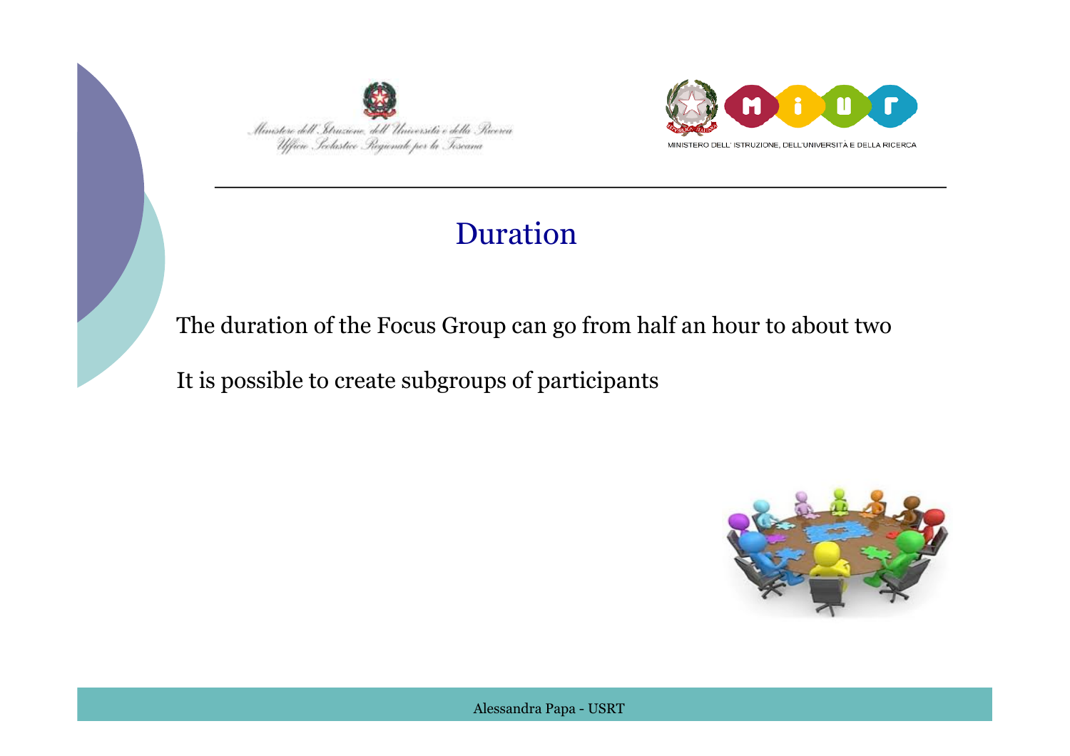# Duration

The duration of the Focus Group can go from half an hour to about two

It is possible to create subgroups of participants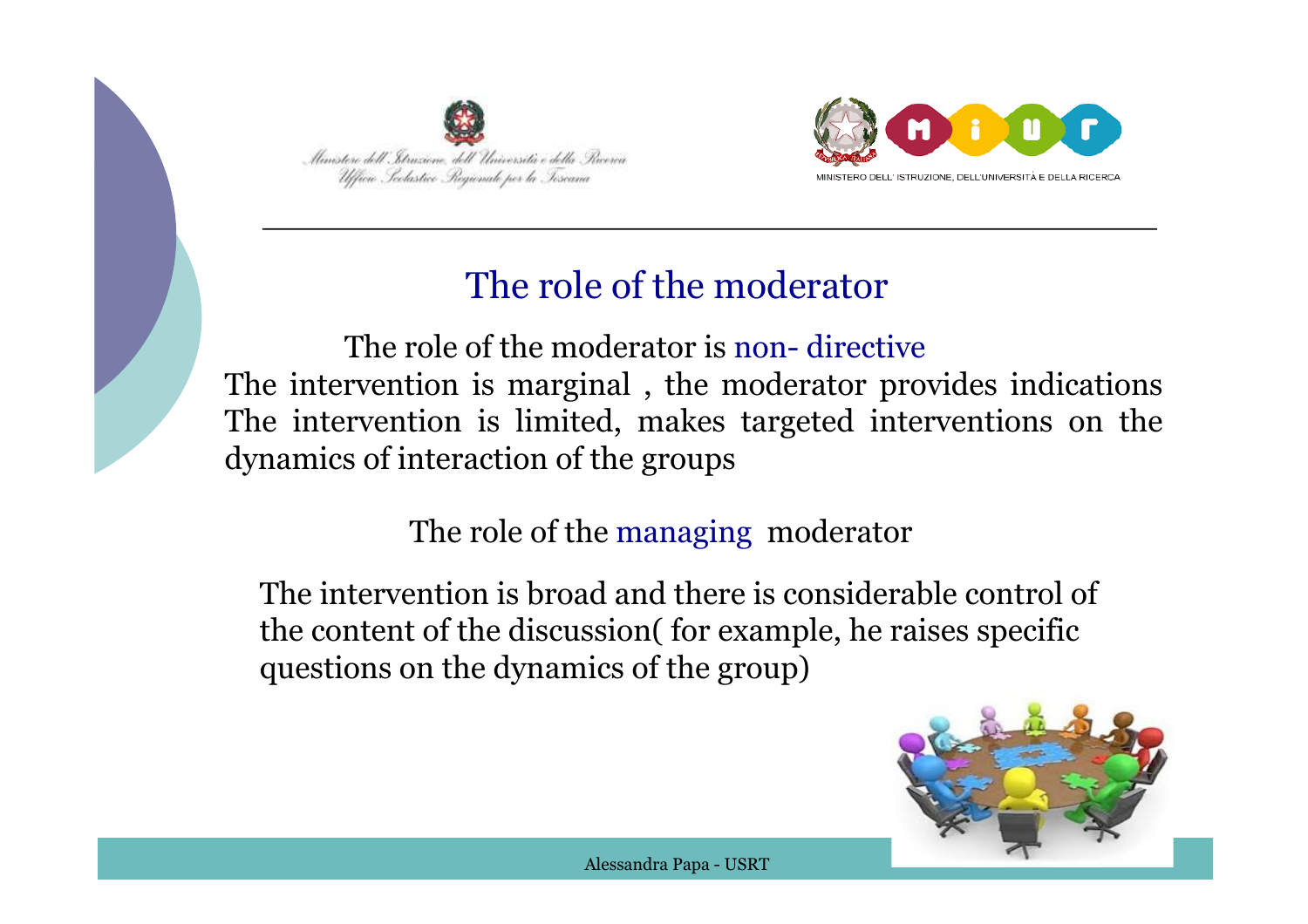## The role of the moderator

The role of the moderator is non- directive

The intervention is marginal , the moderator provides indications
The intervention is limited, makes targeted interventions on the dynamics of interaction of the groups

The role of the managing moderator

The intervention is broad and there is considerable control of the content of the discussion( for example, he raises specific questions on the dynamics of the group)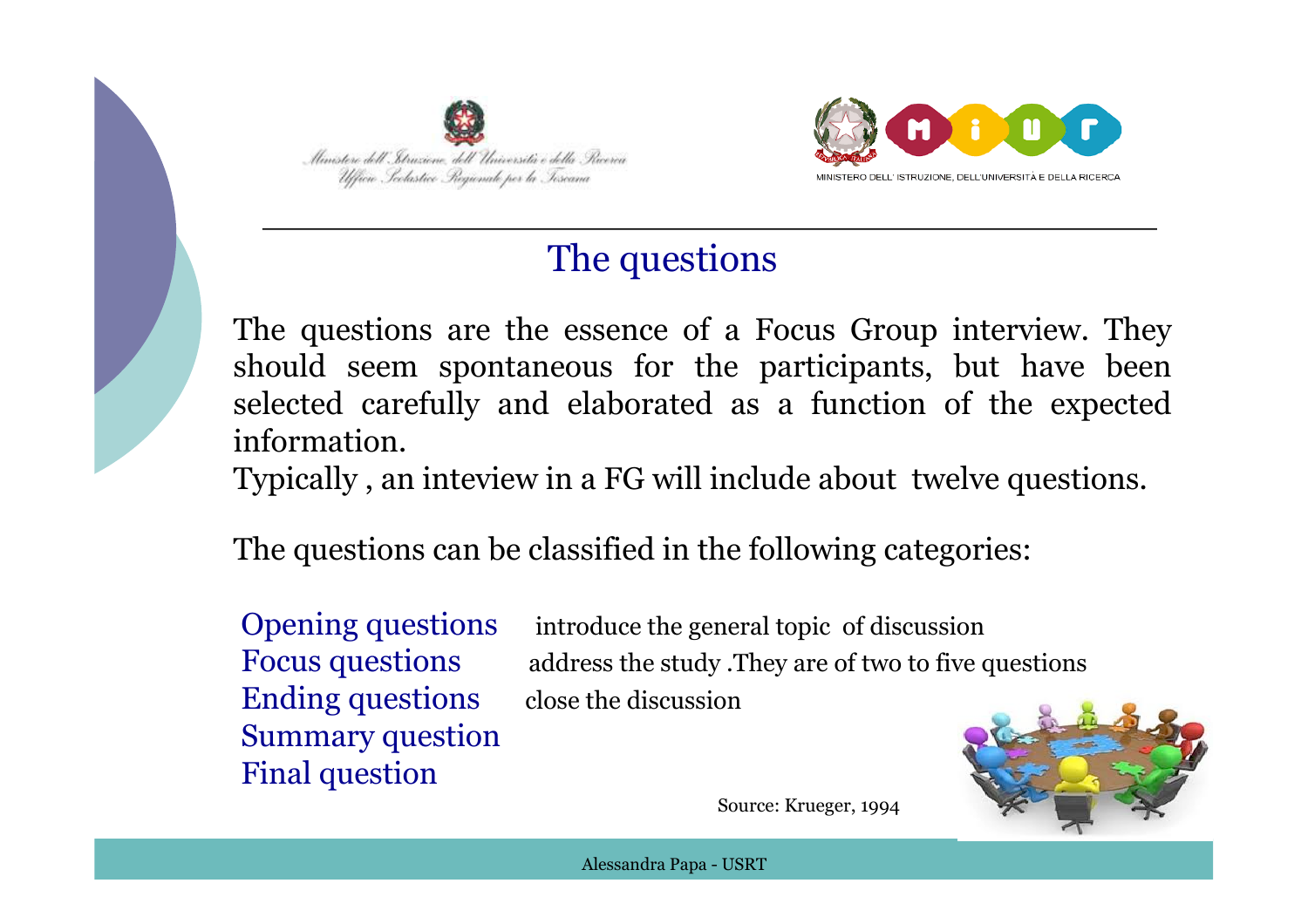## The questions

The questions are the essence of a Focus Group interview. They should seem spontaneous for the participants, but have been selected carefully and elaborated as a function of the expected information.

Typically , an inteview in a FG will include about twelve questions.

The questions can be classified in the following categories:

| | |
|---|---|
| Opening questions | introduce the general topic of discussion |
| Focus questions | address the study .They are of two to five questions |
| Ending questions | close the discussion |
| Summary question | |
| Final question | |

Source: Krueger, 1994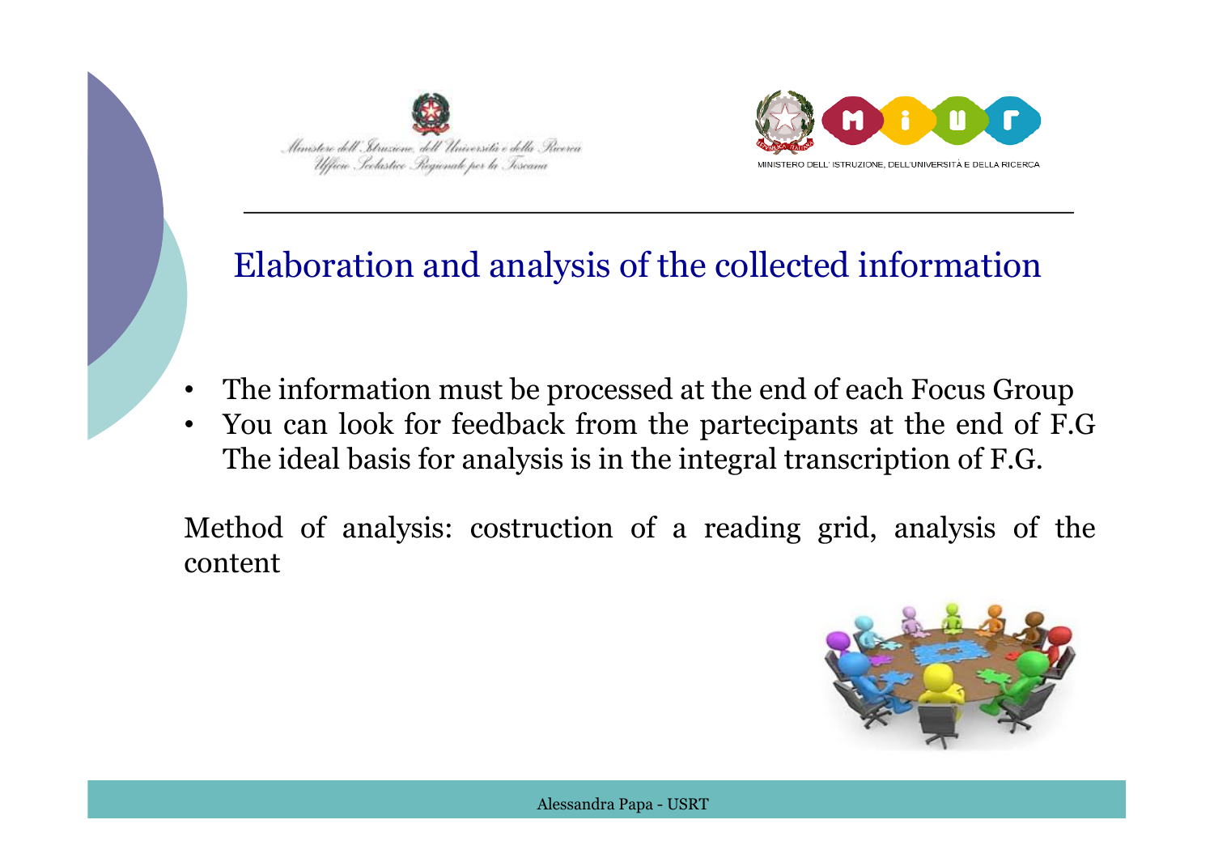# Elaboration and analysis of the collected information

- The information must be processed at the end of each Focus Group
- You can look for feedback from the partecipants at the end of F.G The ideal basis for analysis is in the integral transcription of F.G.

Method of analysis: costruction of a reading grid, analysis of the content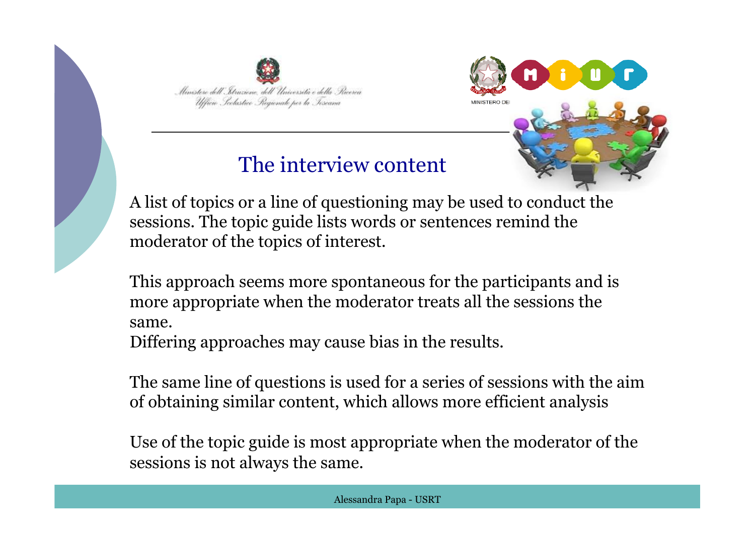## The interview content

A list of topics or a line of questioning may be used to conduct the sessions. The topic guide lists words or sentences remind the moderator of the topics of interest.

This approach seems more spontaneous for the participants and is more appropriate when the moderator treats all the sessions the same.
Differing approaches may cause bias in the results.

The same line of questions is used for a series of sessions with the aim of obtaining similar content, which allows more efficient analysis

Use of the topic guide is most appropriate when the moderator of the sessions is not always the same.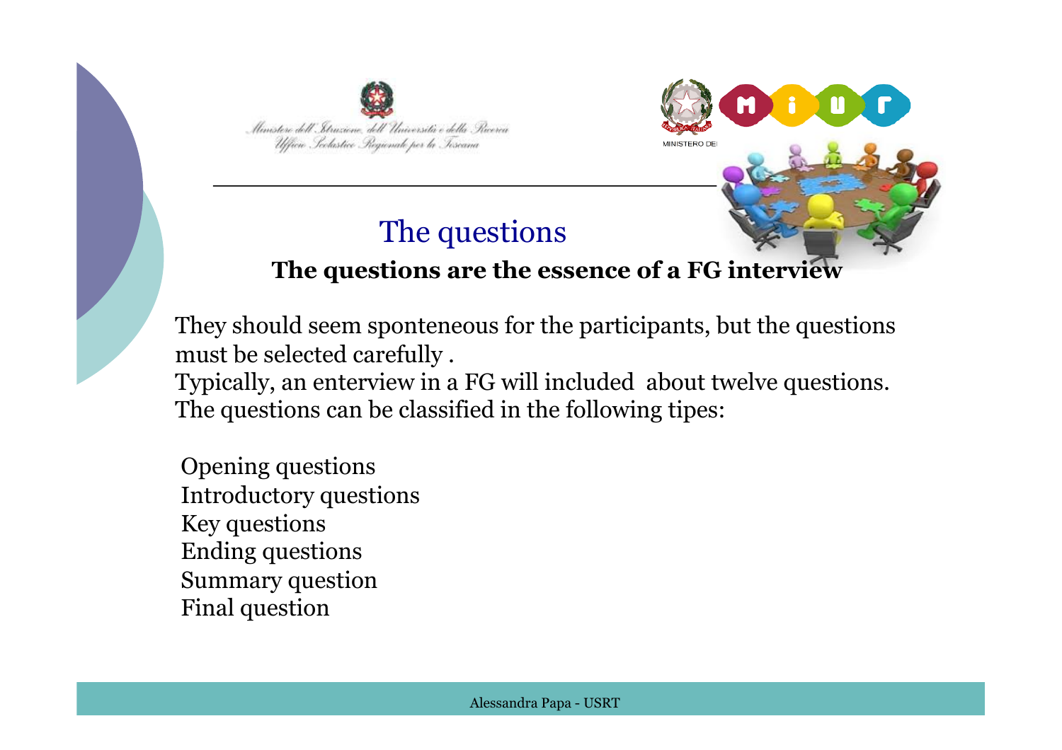## The questions

**The questions are the essence of a FG interview**

They should seem sponteneous for the participants, but the questions must be selected carefully .
Typically, an enterview in a FG will included about twelve questions.
The questions can be classified in the following tipes:

Opening questions
Introductory questions
Key questions
Ending questions
Summary question
Final question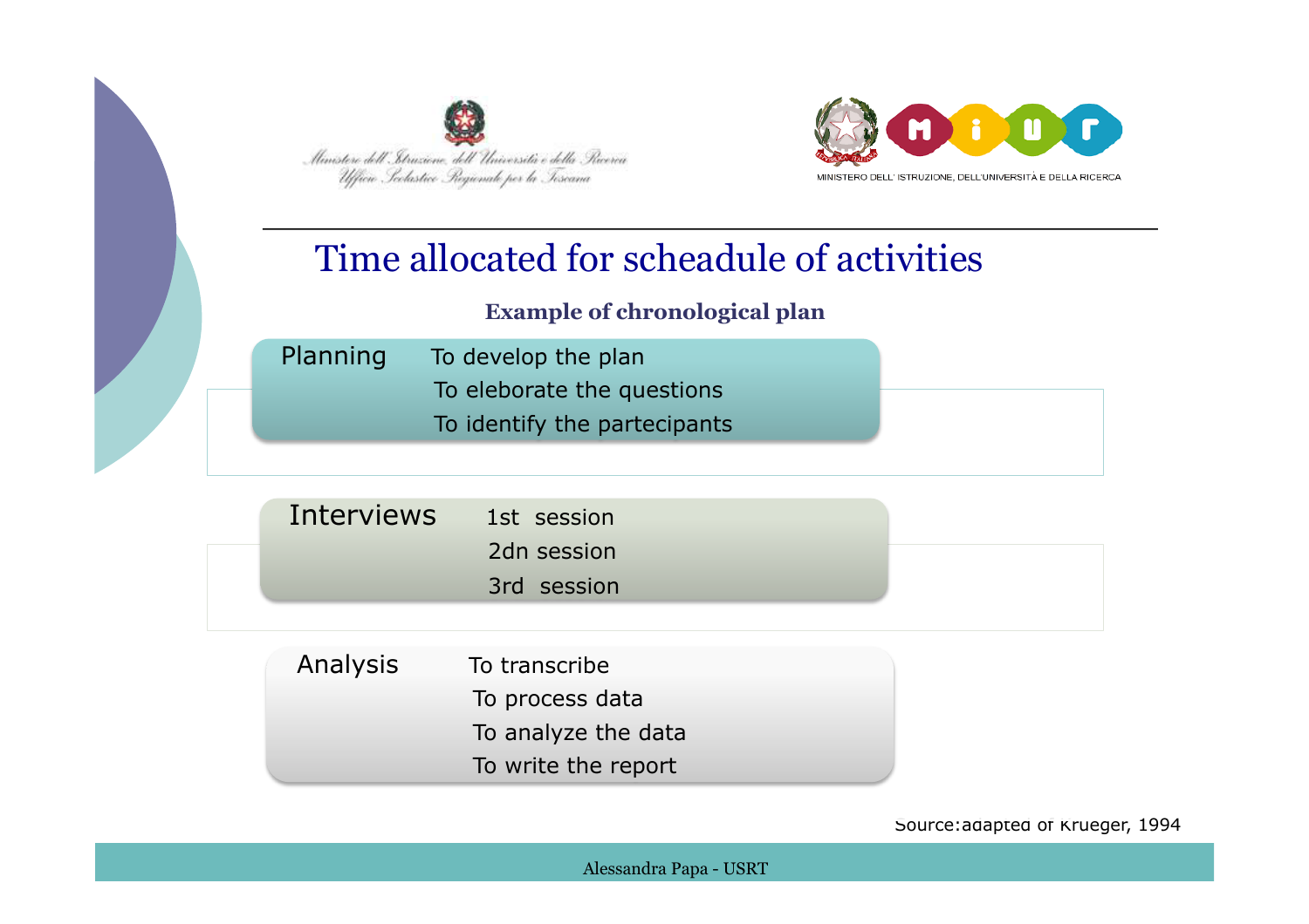# Time allocated for scheadule of activities

**Example of chronological plan**

**Planning**
- To develop the plan
- To eleborate the questions
- To identify the partecipants

**Interviews**
- 1st session
- 2dn session
- 3rd session

**Analysis**
- To transcribe
- To process data
- To analyze the data
- To write the report

Source: adapted of Krueger, 1994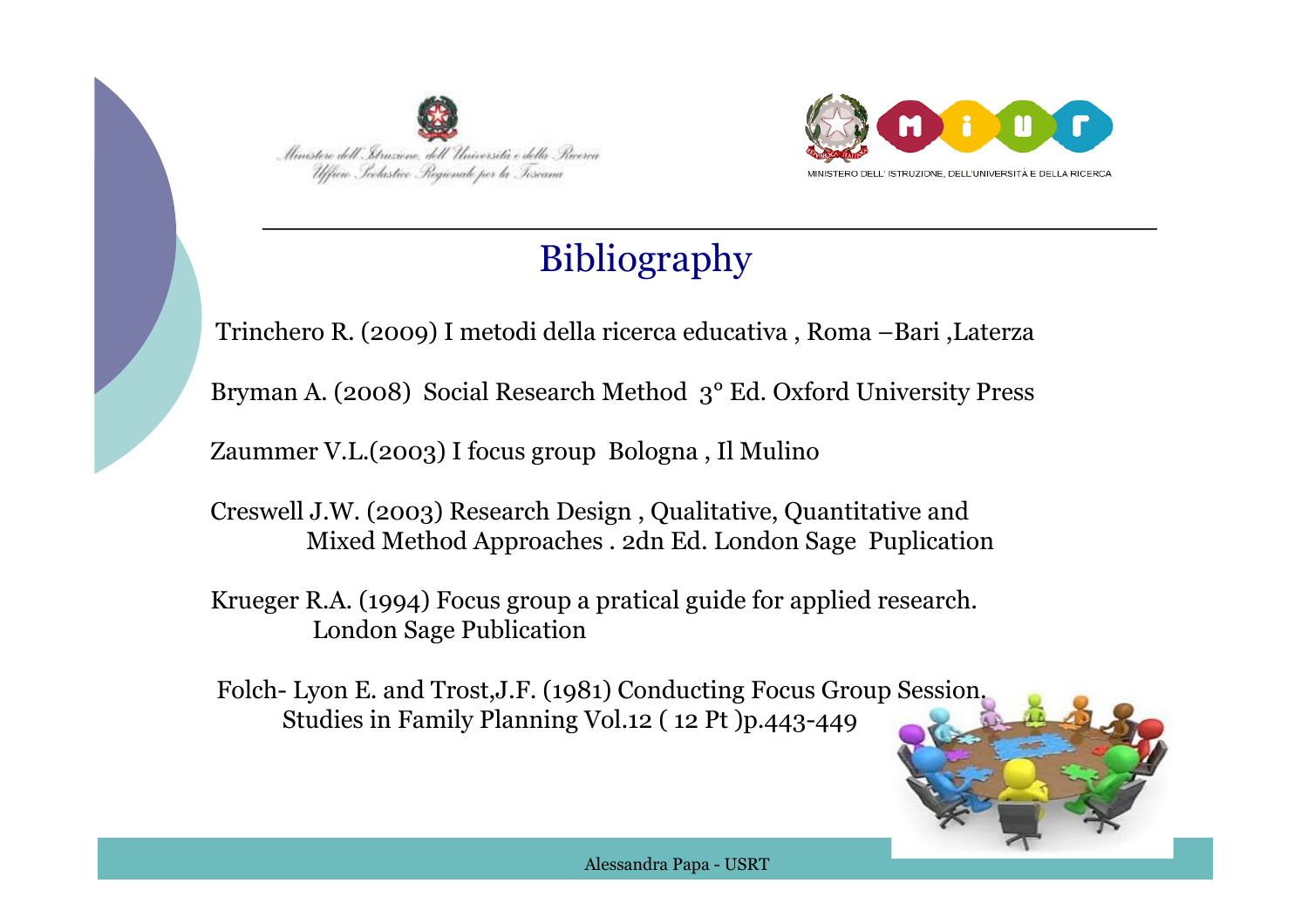# Bibliography

Trinchero R. (2009) I metodi della ricerca educativa , Roma –Bari ,Laterza

Bryman A. (2008) Social Research Method 3° Ed. Oxford University Press

Zaummer V.L.(2003) I focus group Bologna , Il Mulino

Creswell J.W. (2003) Research Design , Qualitative, Quantitative and Mixed Method Approaches . 2dn Ed. London Sage Puplication

Krueger R.A. (1994) Focus group a pratical guide for applied research. London Sage Publication

Folch- Lyon E. and Trost,J.F. (1981) Conducting Focus Group Session. Studies in Family Planning Vol.12 ( 12 Pt )p.443-449